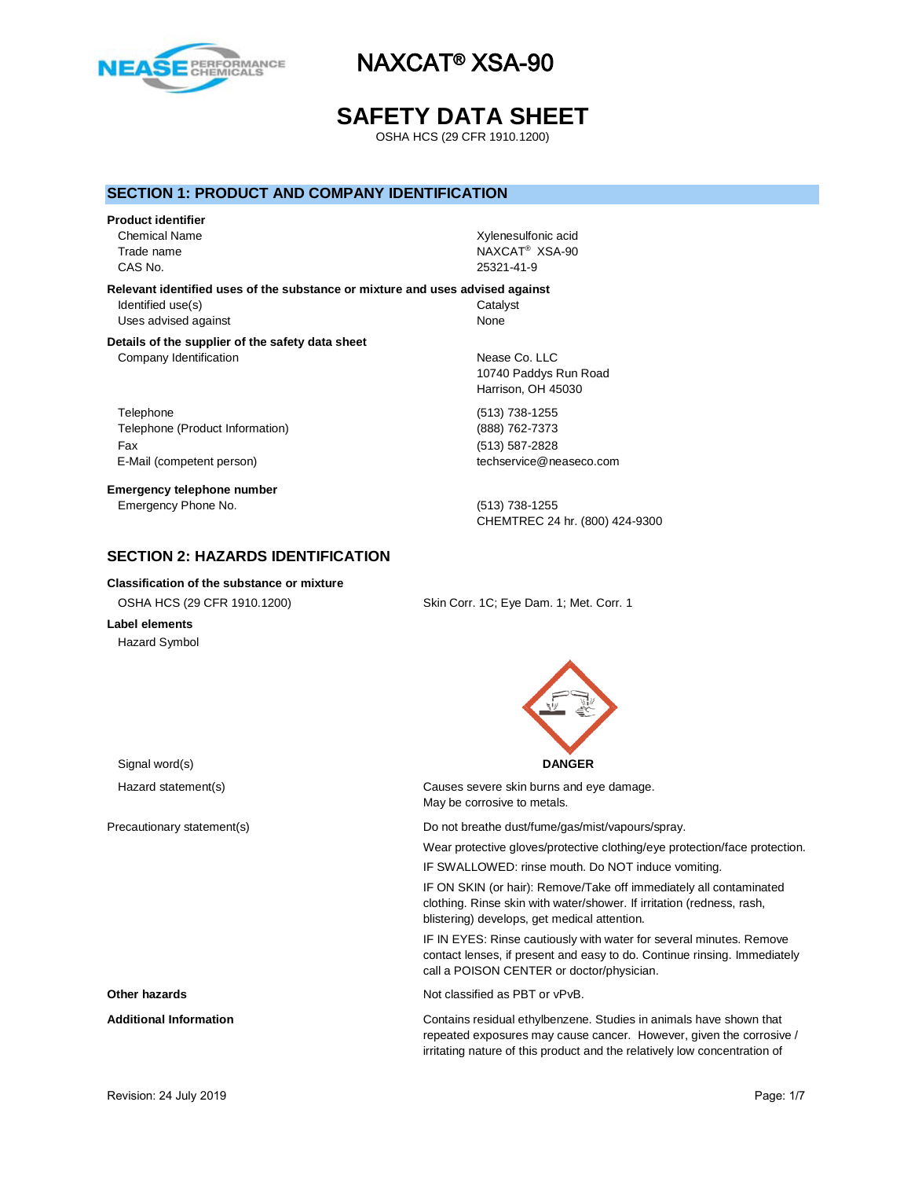# NAXCAT® XSA-90

# SAFETY DATA SHEET

OSHA HCS (29 CFR 1910.1200)

## SECTION 1: PRODUCT AND COMPANY IDENTIFICATION

**Product identifier**

| | |
|---|---|
| Chemical Name | Xylenesulfonic acid |
| Trade name | NAXCAT® XSA-90 |
| CAS No. | 25321-41-9 |

**Relevant identified uses of the substance or mixture and uses advised against**

| | |
|---|---|
| Identified use(s) | Catalyst |
| Uses advised against | None |

**Details of the supplier of the safety data sheet**

| | |
|---|---|
| Company Identification | Nease Co. LLC<br>10740 Paddys Run Road<br>Harrison, OH 45030 |
| Telephone | (513) 738-1255 |
| Telephone (Product Information) | (888) 762-7373 |
| Fax | (513) 587-2828 |
| E-Mail (competent person) | techservice@neaseco.com |

**Emergency telephone number**

| | |
|---|---|
| Emergency Phone No. | (513) 738-1255<br>CHEMTREC 24 hr. (800) 424-9300 |

## SECTION 2: HAZARDS IDENTIFICATION

**Classification of the substance or mixture**

| | |
|---|---|
| OSHA HCS (29 CFR 1910.1200) | Skin Corr. 1C; Eye Dam. 1; Met. Corr. 1 |

**Label elements**

Hazard Symbol

| | |
|---|---|
| Signal word(s) | **DANGER** |
| Hazard statement(s) | Causes severe skin burns and eye damage.<br>May be corrosive to metals. |
| Precautionary statement(s) | Do not breathe dust/fume/gas/mist/vapours/spray.<br>Wear protective gloves/protective clothing/eye protection/face protection.<br>IF SWALLOWED: rinse mouth. Do NOT induce vomiting.<br>IF ON SKIN (or hair): Remove/Take off immediately all contaminated clothing. Rinse skin with water/shower. If irritation (redness, rash, blistering) develops, get medical attention.<br>IF IN EYES: Rinse cautiously with water for several minutes. Remove contact lenses, if present and easy to do. Continue rinsing. Immediately call a POISON CENTER or doctor/physician. |
| **Other hazards** | Not classified as PBT or vPvB. |
| **Additional Information** | Contains residual ethylbenzene. Studies in animals have shown that repeated exposures may cause cancer. However, given the corrosive / irritating nature of this product and the relatively low concentration of |

Revision: 24 July 2019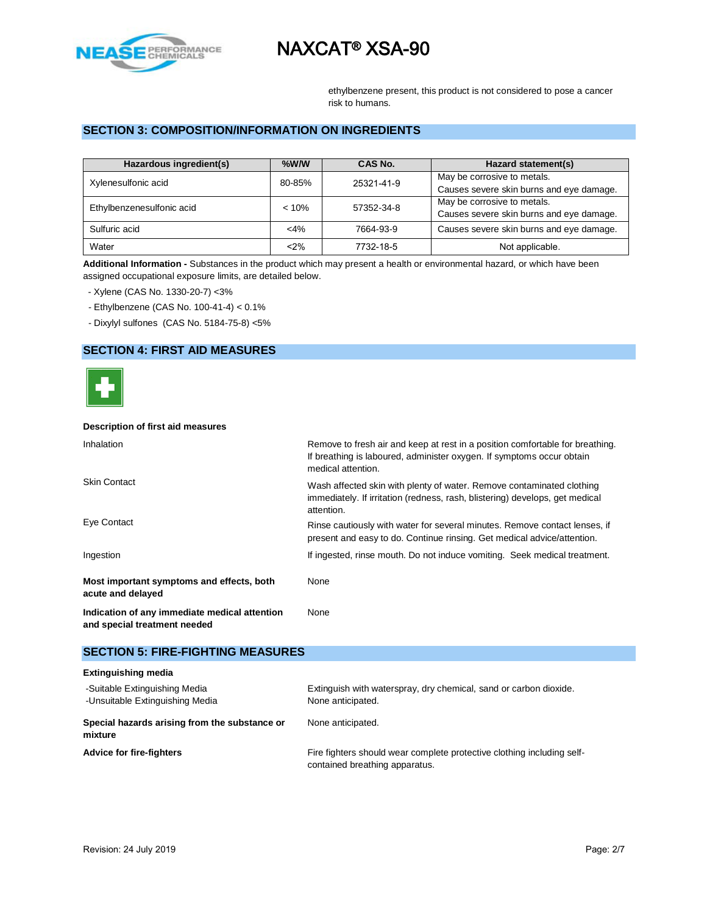ethylbenzene present, this product is not considered to pose a cancer risk to humans.

## SECTION 3: COMPOSITION/INFORMATION ON INGREDIENTS

| Hazardous ingredient(s) | %W/W | CAS No. | Hazard statement(s) |
|---|---|---|---|
| Xylenesulfonic acid | 80-85% | 25321-41-9 | May be corrosive to metals. Causes severe skin burns and eye damage. |
| Ethylbenzenesulfonic acid | < 10% | 57352-34-8 | May be corrosive to metals. Causes severe skin burns and eye damage. |
| Sulfuric acid | <4% | 7664-93-9 | Causes severe skin burns and eye damage. |
| Water | <2% | 7732-18-5 | Not applicable. |

**Additional Information -** Substances in the product which may present a health or environmental hazard, or which have been assigned occupational exposure limits, are detailed below.

- Xylene (CAS No. 1330-20-7) <3%
- Ethylbenzene (CAS No. 100-41-4) < 0.1%
- Dixylyl sulfones (CAS No. 5184-75-8) <5%

## SECTION 4: FIRST AID MEASURES

**Description of first aid measures**

Inhalation: Remove to fresh air and keep at rest in a position comfortable for breathing. If breathing is laboured, administer oxygen. If symptoms occur obtain medical attention.

Skin Contact: Wash affected skin with plenty of water. Remove contaminated clothing immediately. If irritation (redness, rash, blistering) develops, get medical attention.

Eye Contact: Rinse cautiously with water for several minutes. Remove contact lenses, if present and easy to do. Continue rinsing. Get medical advice/attention.

Ingestion: If ingested, rinse mouth. Do not induce vomiting. Seek medical treatment.

**Most important symptoms and effects, both acute and delayed**: None

**Indication of any immediate medical attention and special treatment needed**: None

## SECTION 5: FIRE-FIGHTING MEASURES

**Extinguishing media**

-Suitable Extinguishing Media: Extinguish with waterspray, dry chemical, sand or carbon dioxide.
-Unsuitable Extinguishing Media: None anticipated.

**Special hazards arising from the substance or mixture**: None anticipated.

**Advice for fire-fighters**: Fire fighters should wear complete protective clothing including self-contained breathing apparatus.

Revision: 24 July 2019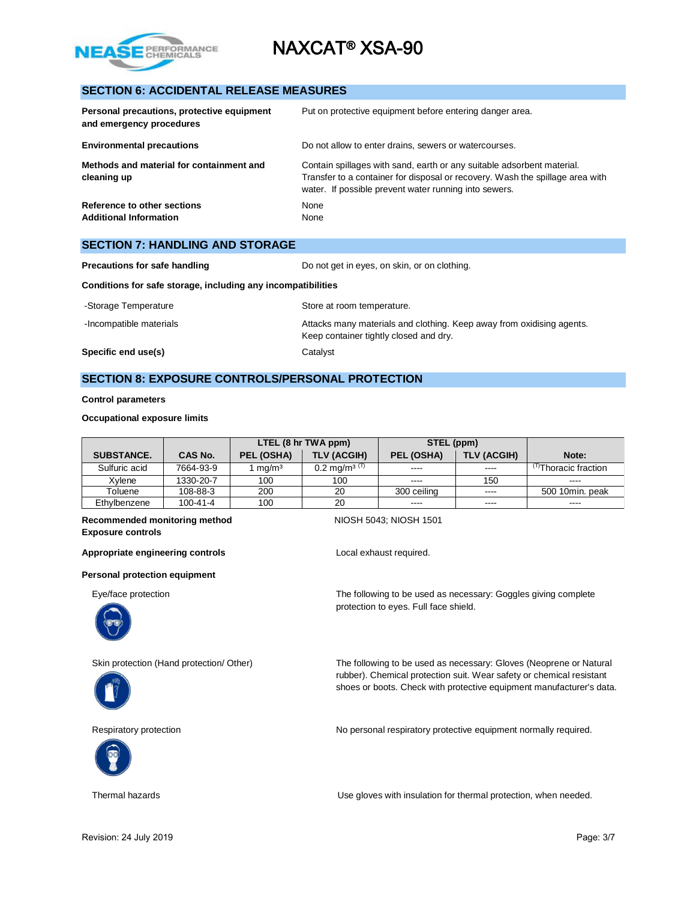# NAXCAT® XSA-90

## SECTION 6: ACCIDENTAL RELEASE MEASURES

| | |
|---|---|
| **Personal precautions, protective equipment and emergency procedures** | Put on protective equipment before entering danger area. |
| **Environmental precautions** | Do not allow to enter drains, sewers or watercourses. |
| **Methods and material for containment and cleaning up** | Contain spillages with sand, earth or any suitable adsorbent material. Transfer to a container for disposal or recovery. Wash the spillage area with water. If possible prevent water running into sewers. |
| **Reference to other sections** | None |
| **Additional Information** | None |

## SECTION 7: HANDLING AND STORAGE

| | |
|---|---|
| **Precautions for safe handling** | Do not get in eyes, on skin, or on clothing. |

**Conditions for safe storage, including any incompatibilities**

| | |
|---|---|
| -Storage Temperature | Store at room temperature. |
| -Incompatible materials | Attacks many materials and clothing. Keep away from oxidising agents. Keep container tightly closed and dry. |
| **Specific end use(s)** | Catalyst |

## SECTION 8: EXPOSURE CONTROLS/PERSONAL PROTECTION

**Control parameters**

**Occupational exposure limits**

| SUBSTANCE. | CAS No. | LTEL (8 hr TWA ppm) PEL (OSHA) | LTEL (8 hr TWA ppm) TLV (ACGIH) | STEL (ppm) PEL (OSHA) | STEL (ppm) TLV (ACGIH) | Note: |
|---|---|---|---|---|---|---|
| Sulfuric acid | 7664-93-9 | 1 mg/m³ | 0.2 mg/m³ (T) | ---- | ---- | (T)Thoracic fraction |
| Xylene | 1330-20-7 | 100 | 100 | ---- | 150 | ---- |
| Toluene | 108-88-3 | 200 | 20 | 300 ceiling | ---- | 500 10min. peak |
| Ethylbenzene | 100-41-4 | 100 | 20 | ---- | ---- | ---- |

**Recommended monitoring method** NIOSH 5043; NIOSH 1501

**Exposure controls**

**Appropriate engineering controls** Local exhaust required.

**Personal protection equipment**

Eye/face protection: The following to be used as necessary: Goggles giving complete protection to eyes. Full face shield.

Skin protection (Hand protection/ Other): The following to be used as necessary: Gloves (Neoprene or Natural rubber). Chemical protection suit. Wear safety or chemical resistant shoes or boots. Check with protective equipment manufacturer's data.

Respiratory protection: No personal respiratory protective equipment normally required.

Thermal hazards: Use gloves with insulation for thermal protection, when needed.

Revision: 24 July 2019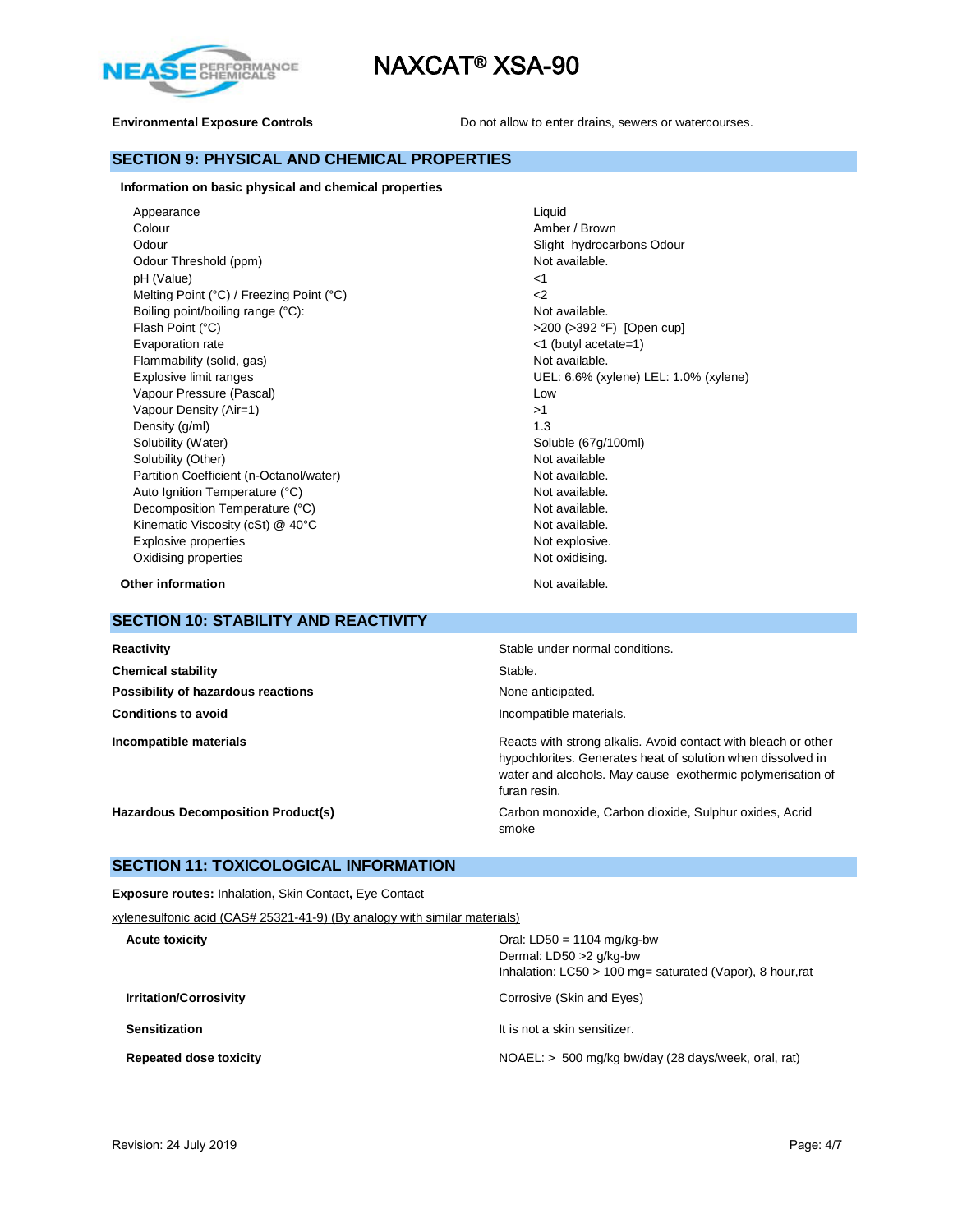| | |
|---|---|
| **Environmental Exposure Controls** | Do not allow to enter drains, sewers or watercourses. |

## SECTION 9: PHYSICAL AND CHEMICAL PROPERTIES

**Information on basic physical and chemical properties**

| | |
|---|---|
| Appearance | Liquid |
| Colour | Amber / Brown |
| Odour | Slight hydrocarbons Odour |
| Odour Threshold (ppm) | Not available. |
| pH (Value) | <1 |
| Melting Point (°C) / Freezing Point (°C) | <2 |
| Boiling point/boiling range (°C): | Not available. |
| Flash Point (°C) | >200 (>392 °F) [Open cup] |
| Evaporation rate | <1 (butyl acetate=1) |
| Flammability (solid, gas) | Not available. |
| Explosive limit ranges | UEL: 6.6% (xylene) LEL: 1.0% (xylene) |
| Vapour Pressure (Pascal) | Low |
| Vapour Density (Air=1) | >1 |
| Density (g/ml) | 1.3 |
| Solubility (Water) | Soluble (67g/100ml) |
| Solubility (Other) | Not available |
| Partition Coefficient (n-Octanol/water) | Not available. |
| Auto Ignition Temperature (°C) | Not available. |
| Decomposition Temperature (°C) | Not available. |
| Kinematic Viscosity (cSt) @ 40°C | Not available. |
| Explosive properties | Not explosive. |
| Oxidising properties | Not oxidising. |

**Other information** — Not available.

## SECTION 10: STABILITY AND REACTIVITY

| | |
|---|---|
| **Reactivity** | Stable under normal conditions. |
| **Chemical stability** | Stable. |
| **Possibility of hazardous reactions** | None anticipated. |
| **Conditions to avoid** | Incompatible materials. |
| **Incompatible materials** | Reacts with strong alkalis. Avoid contact with bleach or other hypochlorites. Generates heat of solution when dissolved in water and alcohols. May cause exothermic polymerisation of furan resin. |
| **Hazardous Decomposition Product(s)** | Carbon monoxide, Carbon dioxide, Sulphur oxides, Acrid smoke |

## SECTION 11: TOXICOLOGICAL INFORMATION

**Exposure routes:** Inhalation, Skin Contact, Eye Contact

xylenesulfonic acid (CAS# 25321-41-9) (By analogy with similar materials)

| | |
|---|---|
| **Acute toxicity** | Oral: LD50 = 1104 mg/kg-bw<br>Dermal: LD50 >2 g/kg-bw<br>Inhalation: LC50 > 100 mg= saturated (Vapor), 8 hour,rat |
| **Irritation/Corrosivity** | Corrosive (Skin and Eyes) |
| **Sensitization** | It is not a skin sensitizer. |
| **Repeated dose toxicity** | NOAEL: > 500 mg/kg bw/day (28 days/week, oral, rat) |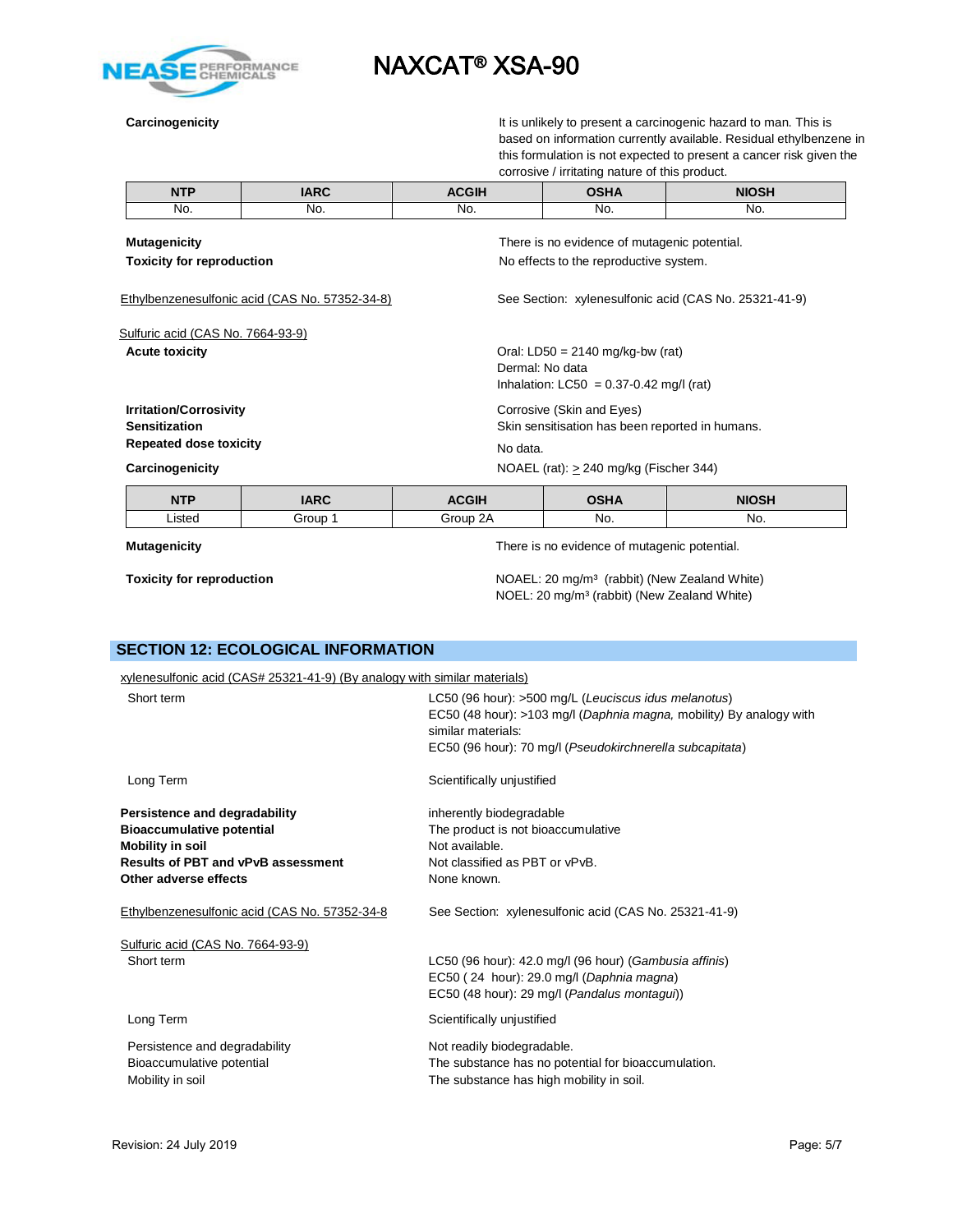**Carcinogenicity**

It is unlikely to present a carcinogenic hazard to man. This is based on information currently available. Residual ethylbenzene in this formulation is not expected to present a cancer risk given the corrosive / irritating nature of this product.

| NTP | IARC | ACGIH | OSHA | NIOSH |
|---|---|---|---|---|
| No. | No. | No. | No. | No. |

**Mutagenicity** — There is no evidence of mutagenic potential.

**Toxicity for reproduction** — No effects to the reproductive system.

Ethylbenzenesulfonic acid (CAS No. 57352-34-8) — See Section: xylenesulfonic acid (CAS No. 25321-41-9)

Sulfuric acid (CAS No. 7664-93-9)

**Acute toxicity**

Oral: LD50 = 2140 mg/kg-bw (rat)
Dermal: No data
Inhalation: LC50 = 0.37-0.42 mg/l (rat)

**Irritation/Corrosivity** — Corrosive (Skin and Eyes)

**Sensitization** — Skin sensitisation has been reported in humans.

**Repeated dose toxicity** — No data.

**Carcinogenicity** — NOAEL (rat): ≥ 240 mg/kg (Fischer 344)

| NTP | IARC | ACGIH | OSHA | NIOSH |
|---|---|---|---|---|
| Listed | Group 1 | Group 2A | No. | No. |

**Mutagenicity** — There is no evidence of mutagenic potential.

**Toxicity for reproduction**

NOAEL: 20 mg/m³ (rabbit) (New Zealand White)
NOEL: 20 mg/m³ (rabbit) (New Zealand White)

## SECTION 12: ECOLOGICAL INFORMATION

xylenesulfonic acid (CAS# 25321-41-9) (By analogy with similar materials)

Short term

LC50 (96 hour): >500 mg/L (*Leuciscus idus melanotus*)
EC50 (48 hour): >103 mg/l (*Daphnia magna,* mobility*)* By analogy with similar materials:
EC50 (96 hour): 70 mg/l (*Pseudokirchnerella subcapitata*)

Long Term — Scientifically unjustified

**Persistence and degradability** — inherently biodegradable
**Bioaccumulative potential** — The product is not bioaccumulative
**Mobility in soil** — Not available.
**Results of PBT and vPvB assessment** — Not classified as PBT or vPvB.
**Other adverse effects** — None known.

Ethylbenzenesulfonic acid (CAS No. 57352-34-8 — See Section: xylenesulfonic acid (CAS No. 25321-41-9)

Sulfuric acid (CAS No. 7664-93-9)

Short term

LC50 (96 hour): 42.0 mg/l (96 hour) (*Gambusia affinis*)
EC50 ( 24 hour): 29.0 mg/l (*Daphnia magna*)
EC50 (48 hour): 29 mg/l (*Pandalus montagui*))

Long Term — Scientifically unjustified

Persistence and degradability — Not readily biodegradable.
Bioaccumulative potential — The substance has no potential for bioaccumulation.
Mobility in soil — The substance has high mobility in soil.

Revision: 24 July 2019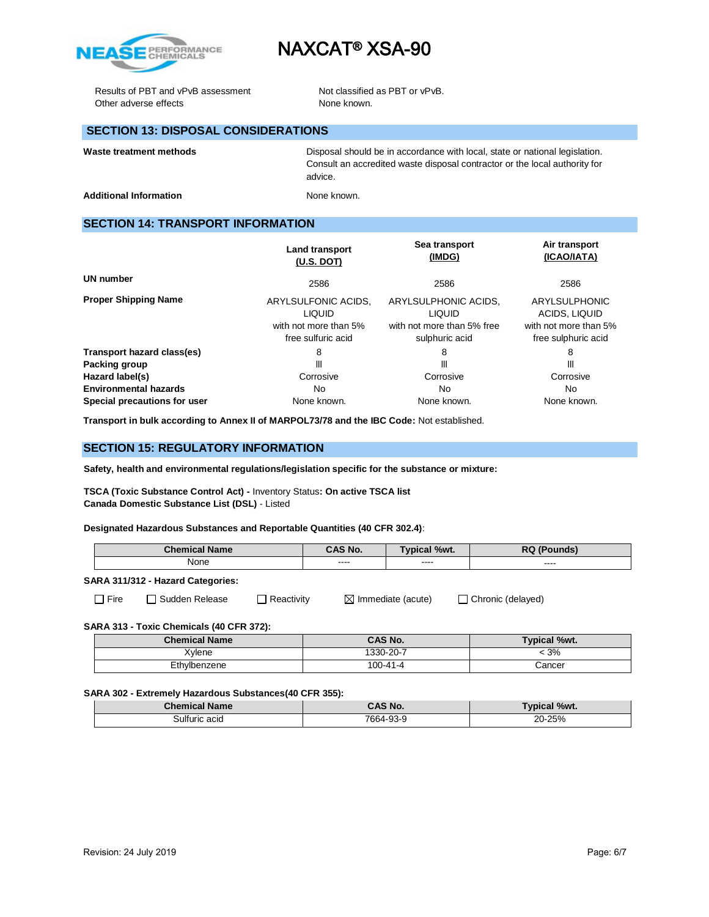| | |
|---|---|
| Results of PBT and vPvB assessment | Not classified as PBT or vPvB. |
| Other adverse effects | None known. |

## SECTION 13: DISPOSAL CONSIDERATIONS

| | |
|---|---|
| **Waste treatment methods** | Disposal should be in accordance with local, state or national legislation. Consult an accredited waste disposal contractor or the local authority for advice. |
| **Additional Information** | None known. |

## SECTION 14: TRANSPORT INFORMATION

| | Land transport (U.S. DOT) | Sea transport (IMDG) | Air transport (ICAO/IATA) |
|---|---|---|---|
| **UN number** | 2586 | 2586 | 2586 |
| **Proper Shipping Name** | ARYLSULFONIC ACIDS, LIQUID with not more than 5% free sulfuric acid | ARYLSULPHONIC ACIDS, LIQUID with not more than 5% free sulphuric acid | ARYLSULPHONIC ACIDS, LIQUID with not more than 5% free sulphuric acid |
| **Transport hazard class(es)** | 8 | 8 | 8 |
| **Packing group** | III | III | III |
| **Hazard label(s)** | Corrosive | Corrosive | Corrosive |
| **Environmental hazards** | No | No | No |
| **Special precautions for user** | None known. | None known. | None known. |

**Transport in bulk according to Annex II of MARPOL73/78 and the IBC Code:** Not established.

## SECTION 15: REGULATORY INFORMATION

**Safety, health and environmental regulations/legislation specific for the substance or mixture:**

**TSCA (Toxic Substance Control Act) -** Inventory Status**: On active TSCA list**
**Canada Domestic Substance List (DSL)** - Listed

**Designated Hazardous Substances and Reportable Quantities (40 CFR 302.4)**:

| Chemical Name | CAS No. | Typical %wt. | RQ (Pounds) |
|---|---|---|---|
| None | ---- | ---- | ---- |

**SARA 311/312 - Hazard Categories:**

☐ Fire ☐ Sudden Release ☐ Reactivity ☒ Immediate (acute) ☐ Chronic (delayed)

**SARA 313 - Toxic Chemicals (40 CFR 372):**

| Chemical Name | CAS No. | Typical %wt. |
|---|---|---|
| Xylene | 1330-20-7 | < 3% |
| Ethylbenzene | 100-41-4 | Cancer |

**SARA 302 - Extremely Hazardous Substances(40 CFR 355):**

| Chemical Name | CAS No. | Typical %wt. |
|---|---|---|
| Sulfuric acid | 7664-93-9 | 20-25% |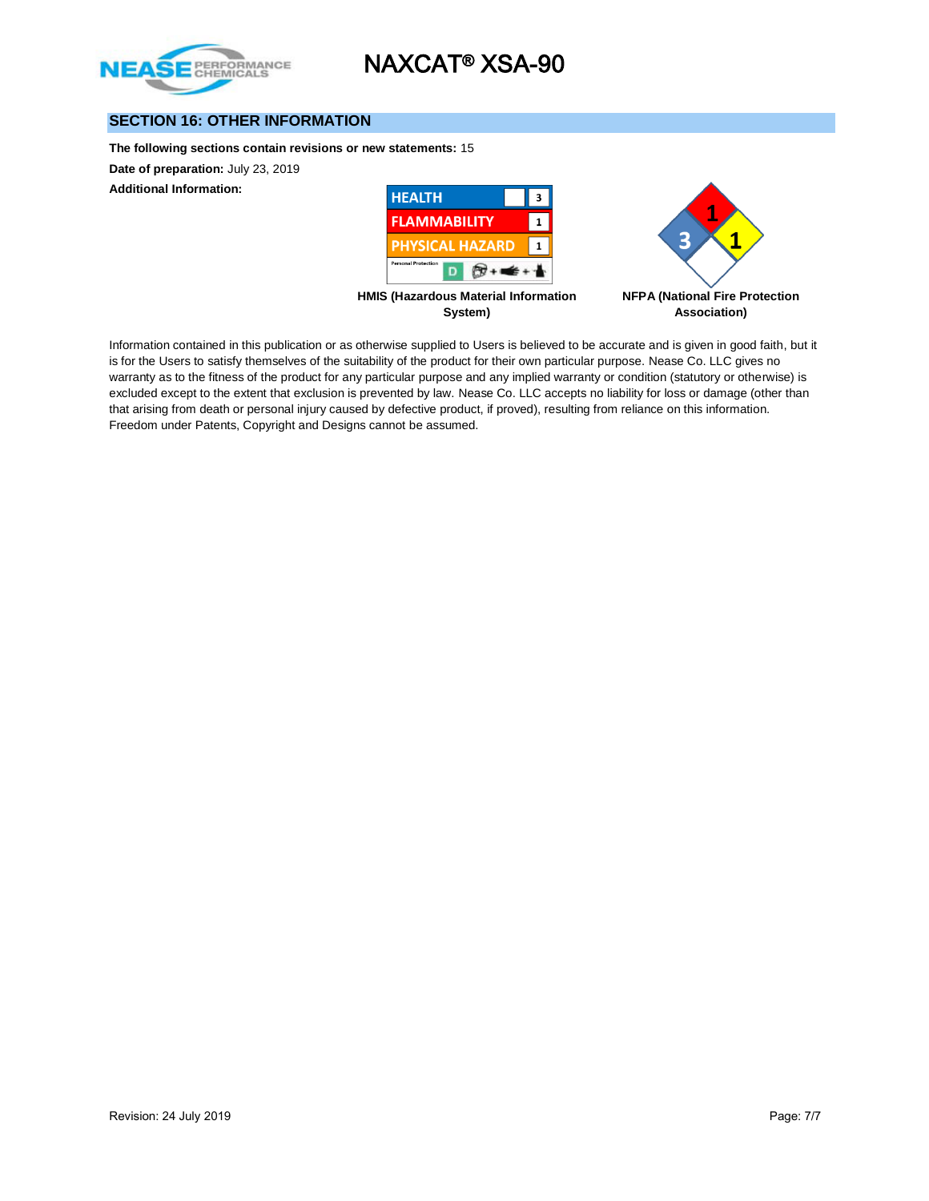## SECTION 16: OTHER INFORMATION

**The following sections contain revisions or new statements:** 15

**Date of preparation:** July 23, 2019

**Additional Information:**

| | |
|---|---|
| HEALTH | 3 |
| FLAMMABILITY | 1 |
| PHYSICAL HAZARD | 1 |
| Personal Protection | D |

**HMIS (Hazardous Material Information System)**

1
3
1

**NFPA (National Fire Protection Association)**

Information contained in this publication or as otherwise supplied to Users is believed to be accurate and is given in good faith, but it is for the Users to satisfy themselves of the suitability of the product for their own particular purpose. Nease Co. LLC gives no warranty as to the fitness of the product for any particular purpose and any implied warranty or condition (statutory or otherwise) is excluded except to the extent that exclusion is prevented by law. Nease Co. LLC accepts no liability for loss or damage (other than that arising from death or personal injury caused by defective product, if proved), resulting from reliance on this information. Freedom under Patents, Copyright and Designs cannot be assumed.